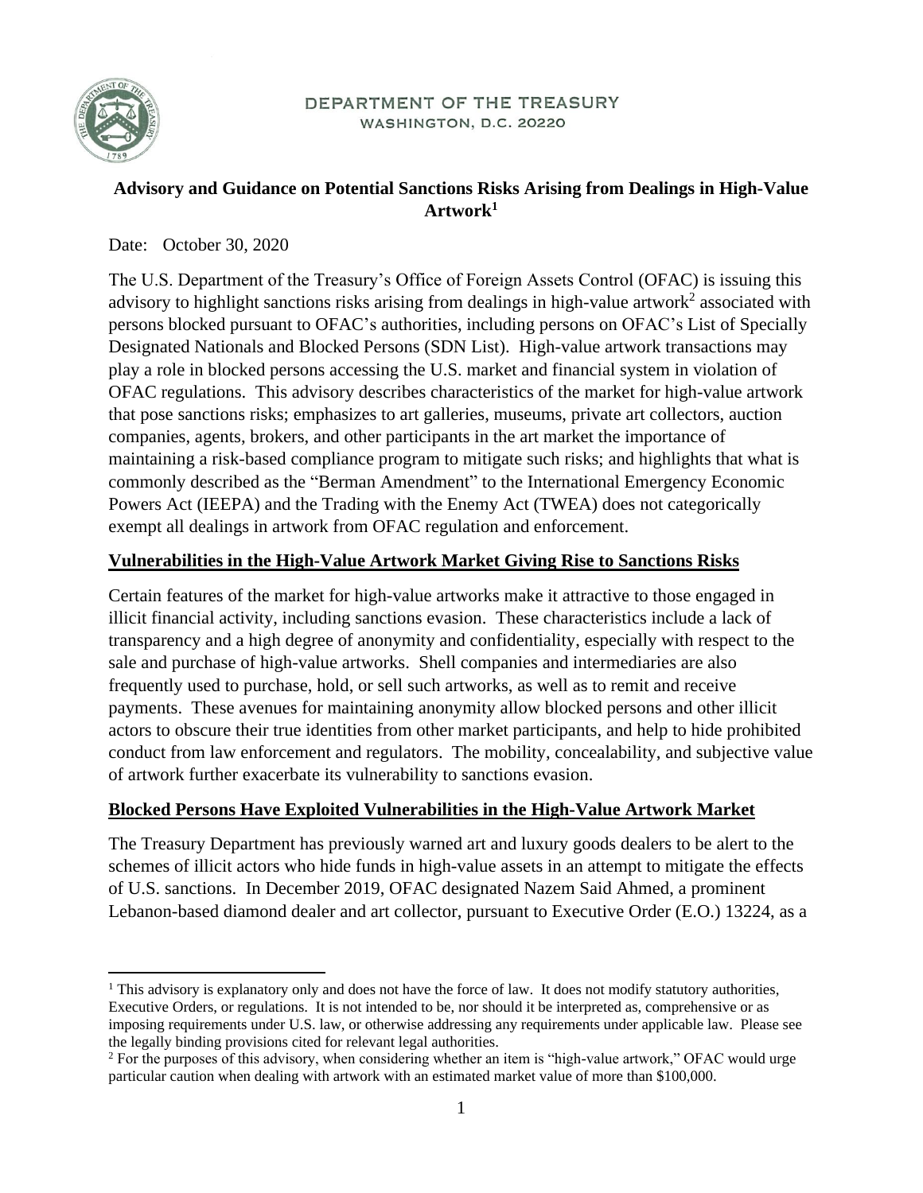DEPARTMENT OF THE TREASURY
WASHINGTON, D.C. 20220

# Advisory and Guidance on Potential Sanctions Risks Arising from Dealings in High-Value Artwork[1]

Date: October 30, 2020

The U.S. Department of the Treasury's Office of Foreign Assets Control (OFAC) is issuing this advisory to highlight sanctions risks arising from dealings in high-value artwork[2] associated with persons blocked pursuant to OFAC's authorities, including persons on OFAC's List of Specially Designated Nationals and Blocked Persons (SDN List). High-value artwork transactions may play a role in blocked persons accessing the U.S. market and financial system in violation of OFAC regulations. This advisory describes characteristics of the market for high-value artwork that pose sanctions risks; emphasizes to art galleries, museums, private art collectors, auction companies, agents, brokers, and other participants in the art market the importance of maintaining a risk-based compliance program to mitigate such risks; and highlights that what is commonly described as the "Berman Amendment" to the International Emergency Economic Powers Act (IEEPA) and the Trading with the Enemy Act (TWEA) does not categorically exempt all dealings in artwork from OFAC regulation and enforcement.

## Vulnerabilities in the High-Value Artwork Market Giving Rise to Sanctions Risks

Certain features of the market for high-value artworks make it attractive to those engaged in illicit financial activity, including sanctions evasion. These characteristics include a lack of transparency and a high degree of anonymity and confidentiality, especially with respect to the sale and purchase of high-value artworks. Shell companies and intermediaries are also frequently used to purchase, hold, or sell such artworks, as well as to remit and receive payments. These avenues for maintaining anonymity allow blocked persons and other illicit actors to obscure their true identities from other market participants, and help to hide prohibited conduct from law enforcement and regulators. The mobility, concealability, and subjective value of artwork further exacerbate its vulnerability to sanctions evasion.

## Blocked Persons Have Exploited Vulnerabilities in the High-Value Artwork Market

The Treasury Department has previously warned art and luxury goods dealers to be alert to the schemes of illicit actors who hide funds in high-value assets in an attempt to mitigate the effects of U.S. sanctions. In December 2019, OFAC designated Nazem Said Ahmed, a prominent Lebanon-based diamond dealer and art collector, pursuant to Executive Order (E.O.) 13224, as a

---

[1] This advisory is explanatory only and does not have the force of law. It does not modify statutory authorities, Executive Orders, or regulations. It is not intended to be, nor should it be interpreted as, comprehensive or as imposing requirements under U.S. law, or otherwise addressing any requirements under applicable law. Please see the legally binding provisions cited for relevant legal authorities.

[2] For the purposes of this advisory, when considering whether an item is "high-value artwork," OFAC would urge particular caution when dealing with artwork with an estimated market value of more than $100,000.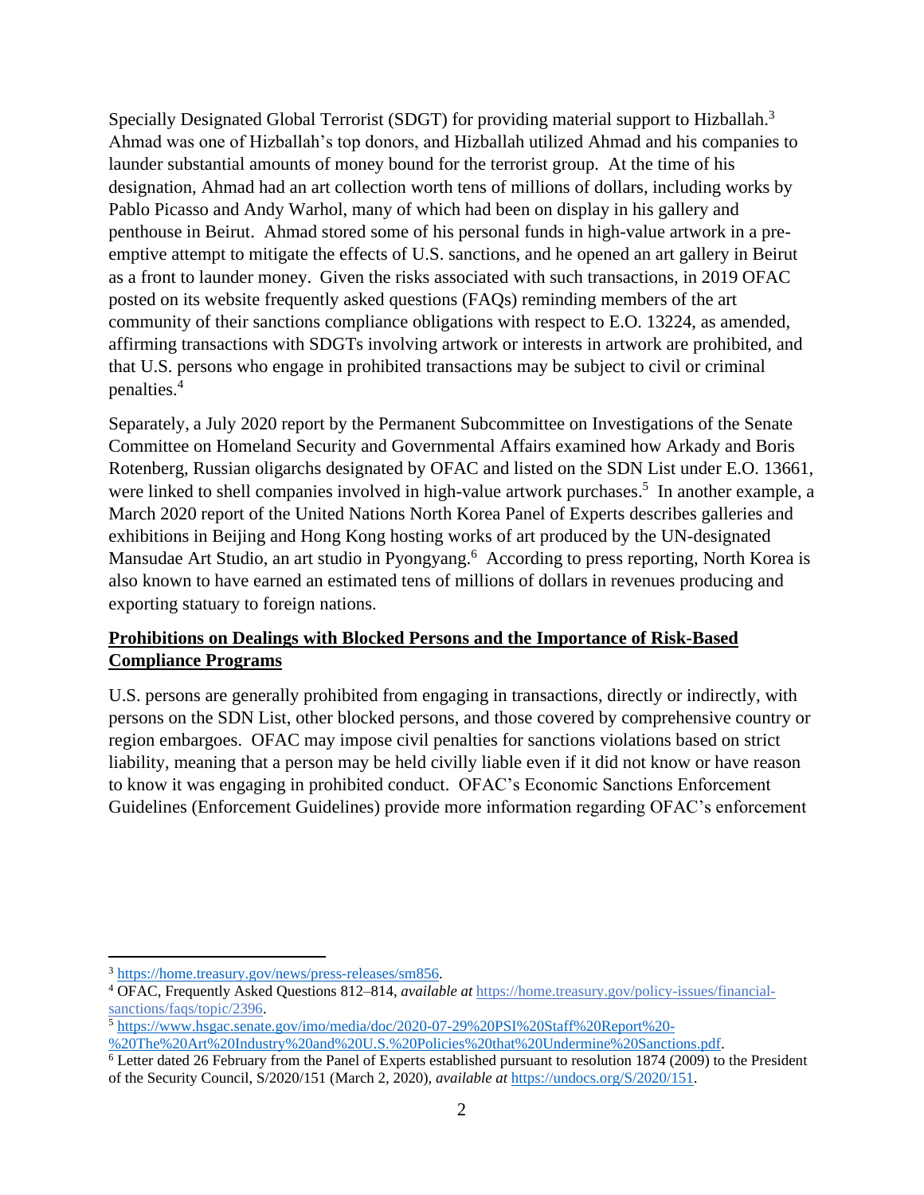Specially Designated Global Terrorist (SDGT) for providing material support to Hizballah.[3] Ahmad was one of Hizballah's top donors, and Hizballah utilized Ahmad and his companies to launder substantial amounts of money bound for the terrorist group. At the time of his designation, Ahmad had an art collection worth tens of millions of dollars, including works by Pablo Picasso and Andy Warhol, many of which had been on display in his gallery and penthouse in Beirut. Ahmad stored some of his personal funds in high-value artwork in a pre-emptive attempt to mitigate the effects of U.S. sanctions, and he opened an art gallery in Beirut as a front to launder money. Given the risks associated with such transactions, in 2019 OFAC posted on its website frequently asked questions (FAQs) reminding members of the art community of their sanctions compliance obligations with respect to E.O. 13224, as amended, affirming transactions with SDGTs involving artwork or interests in artwork are prohibited, and that U.S. persons who engage in prohibited transactions may be subject to civil or criminal penalties.[4]

Separately, a July 2020 report by the Permanent Subcommittee on Investigations of the Senate Committee on Homeland Security and Governmental Affairs examined how Arkady and Boris Rotenberg, Russian oligarchs designated by OFAC and listed on the SDN List under E.O. 13661, were linked to shell companies involved in high-value artwork purchases.[5] In another example, a March 2020 report of the United Nations North Korea Panel of Experts describes galleries and exhibitions in Beijing and Hong Kong hosting works of art produced by the UN-designated Mansudae Art Studio, an art studio in Pyongyang.[6] According to press reporting, North Korea is also known to have earned an estimated tens of millions of dollars in revenues producing and exporting statuary to foreign nations.

## Prohibitions on Dealings with Blocked Persons and the Importance of Risk-Based Compliance Programs

U.S. persons are generally prohibited from engaging in transactions, directly or indirectly, with persons on the SDN List, other blocked persons, and those covered by comprehensive country or region embargoes. OFAC may impose civil penalties for sanctions violations based on strict liability, meaning that a person may be held civilly liable even if it did not know or have reason to know it was engaging in prohibited conduct. OFAC's Economic Sanctions Enforcement Guidelines (Enforcement Guidelines) provide more information regarding OFAC's enforcement

---

[3] https://home.treasury.gov/news/press-releases/sm856.

[4] OFAC, Frequently Asked Questions 812–814, *available at* https://home.treasury.gov/policy-issues/financial-sanctions/faqs/topic/2396.

[5] https://www.hsgac.senate.gov/imo/media/doc/2020-07-29%20PSI%20Staff%20Report%20-%20The%20Art%20Industry%20and%20U.S.%20Policies%20that%20Undermine%20Sanctions.pdf.

[6] Letter dated 26 February from the Panel of Experts established pursuant to resolution 1874 (2009) to the President of the Security Council, S/2020/151 (March 2, 2020), *available at* https://undocs.org/S/2020/151.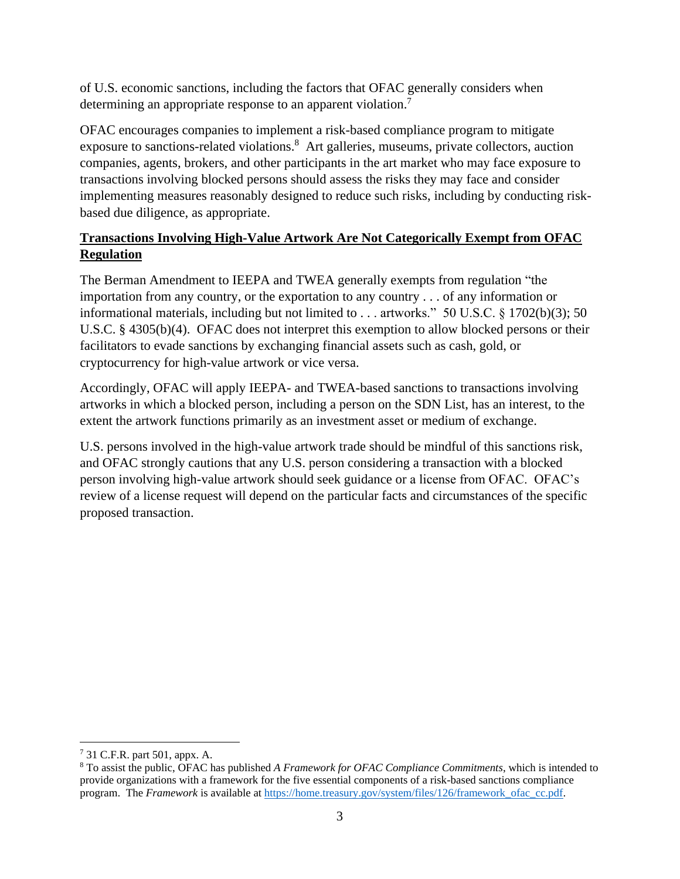of U.S. economic sanctions, including the factors that OFAC generally considers when determining an appropriate response to an apparent violation.[7]

OFAC encourages companies to implement a risk-based compliance program to mitigate exposure to sanctions-related violations.[8] Art galleries, museums, private collectors, auction companies, agents, brokers, and other participants in the art market who may face exposure to transactions involving blocked persons should assess the risks they may face and consider implementing measures reasonably designed to reduce such risks, including by conducting risk-based due diligence, as appropriate.

**Transactions Involving High-Value Artwork Are Not Categorically Exempt from OFAC Regulation**

The Berman Amendment to IEEPA and TWEA generally exempts from regulation "the importation from any country, or the exportation to any country . . . of any information or informational materials, including but not limited to . . . artworks." 50 U.S.C. § 1702(b)(3); 50 U.S.C. § 4305(b)(4). OFAC does not interpret this exemption to allow blocked persons or their facilitators to evade sanctions by exchanging financial assets such as cash, gold, or cryptocurrency for high-value artwork or vice versa.

Accordingly, OFAC will apply IEEPA- and TWEA-based sanctions to transactions involving artworks in which a blocked person, including a person on the SDN List, has an interest, to the extent the artwork functions primarily as an investment asset or medium of exchange.

U.S. persons involved in the high-value artwork trade should be mindful of this sanctions risk, and OFAC strongly cautions that any U.S. person considering a transaction with a blocked person involving high-value artwork should seek guidance or a license from OFAC. OFAC's review of a license request will depend on the particular facts and circumstances of the specific proposed transaction.

---

[7] 31 C.F.R. part 501, appx. A.

[8] To assist the public, OFAC has published *A Framework for OFAC Compliance Commitments*, which is intended to provide organizations with a framework for the five essential components of a risk-based sanctions compliance program. The *Framework* is available at https://home.treasury.gov/system/files/126/framework_ofac_cc.pdf.